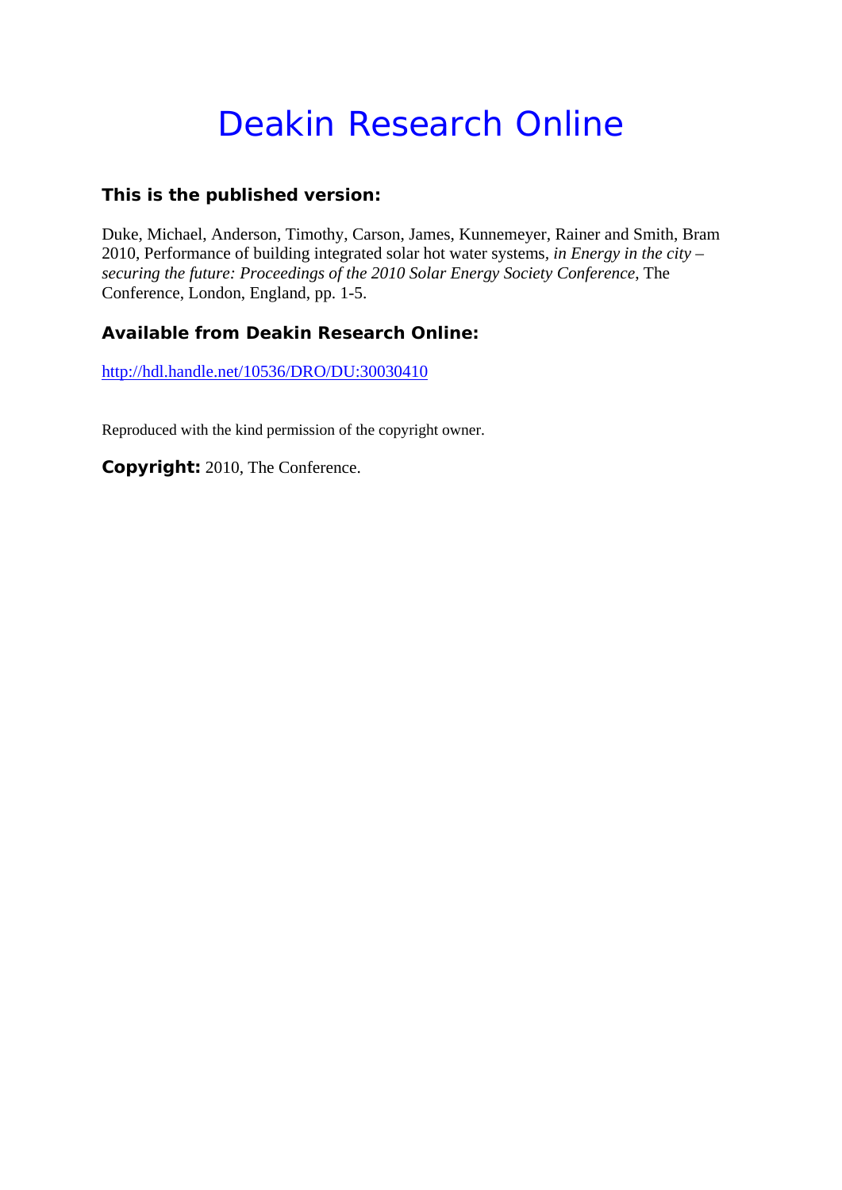# Deakin Research Online

## This is the published version:

Duke, Michael, Anderson, Timothy, Carson, James, Kunnemeyer, Rainer and Smith, Bram 2010, Performance of building integrated solar hot water systems, *in Energy in the city – securing the future: Proceedings of the 2010 Solar Energy Society Conference*, The Conference, London, England, pp. 1-5.

## Available from Deakin Research Online:

http://hdl.handle.net/10536/DRO/DU:30030410

Reproduced with the kind permission of the copyright owner.

**Copyright:** 2010, The Conference.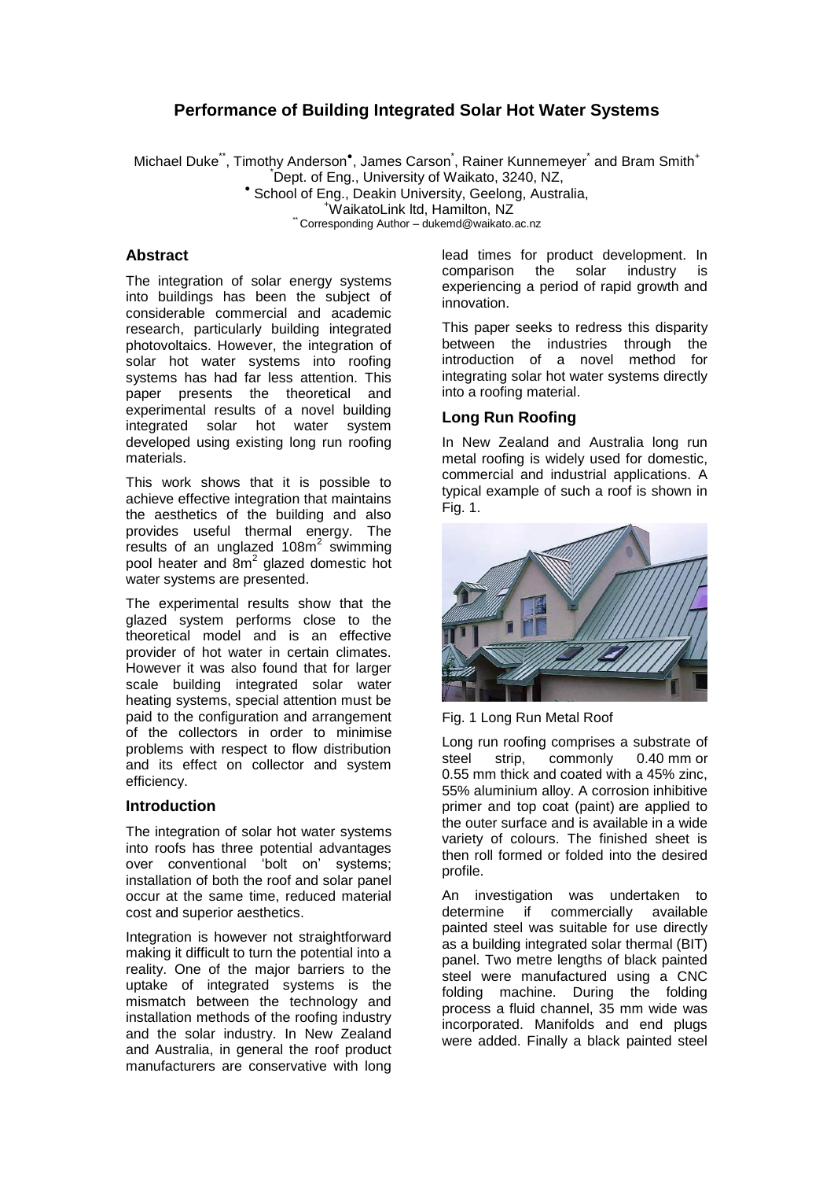# Performance of Building Integrated Solar Hot Water Systems

Michael Duke[\*\*], Timothy Anderson[•], James Carson[\*], Rainer Kunnemeyer[\*] and Bram Smith[+]

[\*]Dept. of Eng., University of Waikato, 3240, NZ,

[•] School of Eng., Deakin University, Geelong, Australia,

[+]WaikatoLink ltd, Hamilton, NZ

[\*\*] Corresponding Author – dukemd@waikato.ac.nz

## Abstract

The integration of solar energy systems into buildings has been the subject of considerable commercial and academic research, particularly building integrated photovoltaics. However, the integration of solar hot water systems into roofing systems has had far less attention. This paper presents the theoretical and experimental results of a novel building integrated solar hot water system developed using existing long run roofing materials.

This work shows that it is possible to achieve effective integration that maintains the aesthetics of the building and also provides useful thermal energy. The results of an unglazed 108m$^2$ swimming pool heater and 8m$^2$ glazed domestic hot water systems are presented.

The experimental results show that the glazed system performs close to the theoretical model and is an effective provider of hot water in certain climates. However it was also found that for larger scale building integrated solar water heating systems, special attention must be paid to the configuration and arrangement of the collectors in order to minimise problems with respect to flow distribution and its effect on collector and system efficiency.

## Introduction

The integration of solar hot water systems into roofs has three potential advantages over conventional 'bolt on' systems; installation of both the roof and solar panel occur at the same time, reduced material cost and superior aesthetics.

Integration is however not straightforward making it difficult to turn the potential into a reality. One of the major barriers to the uptake of integrated systems is the mismatch between the technology and installation methods of the roofing industry and the solar industry. In New Zealand and Australia, in general the roof product manufacturers are conservative with long lead times for product development. In comparison the solar industry is experiencing a period of rapid growth and innovation.

This paper seeks to redress this disparity between the industries through the introduction of a novel method for integrating solar hot water systems directly into a roofing material.

## Long Run Roofing

In New Zealand and Australia long run metal roofing is widely used for domestic, commercial and industrial applications. A typical example of such a roof is shown in Fig. 1.

Fig. 1 Long Run Metal Roof

Long run roofing comprises a substrate of steel strip, commonly 0.40 mm or 0.55 mm thick and coated with a 45% zinc, 55% aluminium alloy. A corrosion inhibitive primer and top coat (paint) are applied to the outer surface and is available in a wide variety of colours. The finished sheet is then roll formed or folded into the desired profile.

An investigation was undertaken to determine if commercially available painted steel was suitable for use directly as a building integrated solar thermal (BIT) panel. Two metre lengths of black painted steel were manufactured using a CNC folding machine. During the folding process a fluid channel, 35 mm wide was incorporated. Manifolds and end plugs were added. Finally a black painted steel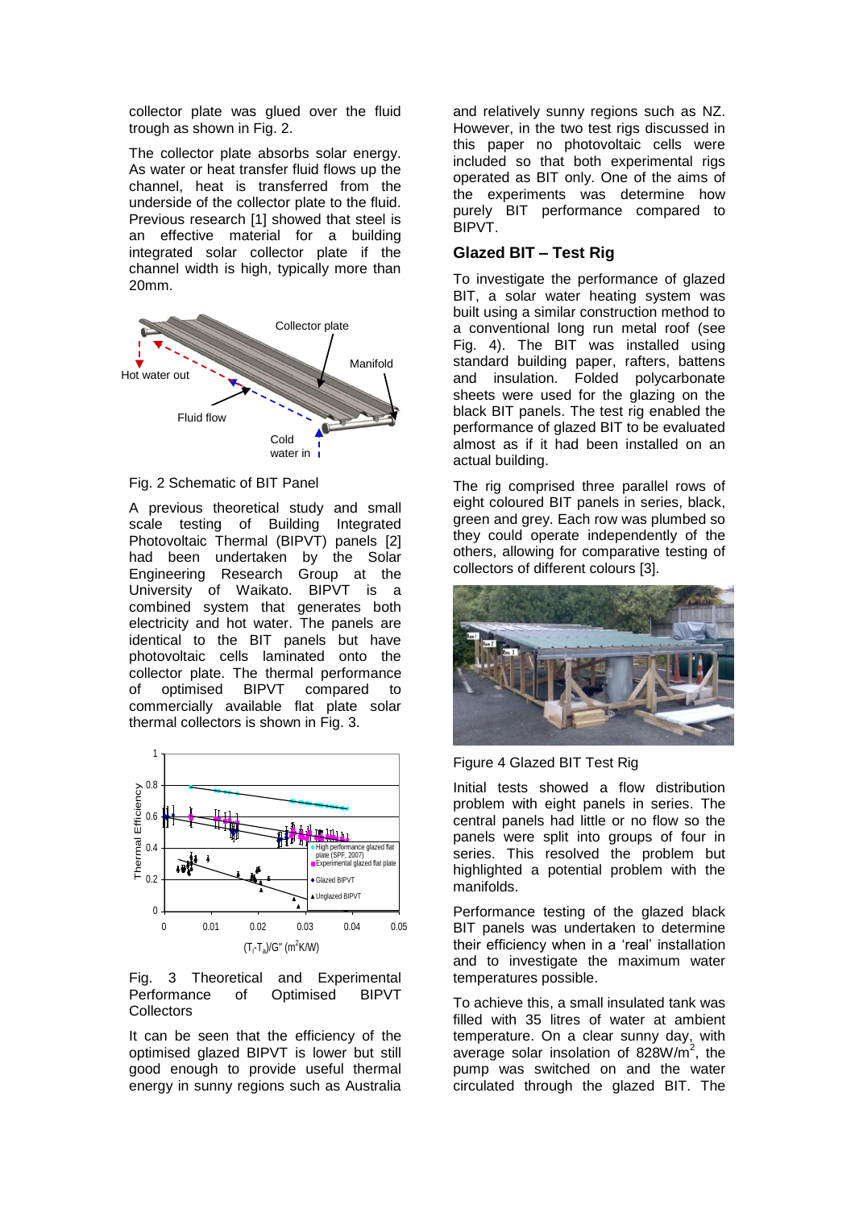collector plate was glued over the fluid trough as shown in Fig. 2.

The collector plate absorbs solar energy. As water or heat transfer fluid flows up the channel, heat is transferred from the underside of the collector plate to the fluid. Previous research [1] showed that steel is an effective material for a building integrated solar collector plate if the channel width is high, typically more than 20mm.

Fig. 2 Schematic of BIT Panel

A previous theoretical study and small scale testing of Building Integrated Photovoltaic Thermal (BIPVT) panels [2] had been undertaken by the Solar Engineering Research Group at the University of Waikato. BIPVT is a combined system that generates both electricity and hot water. The panels are identical to the BIT panels but have photovoltaic cells laminated onto the collector plate. The thermal performance of optimised BIPVT compared to commercially available flat plate solar thermal collectors is shown in Fig. 3.

Fig. 3 Theoretical and Experimental Performance of Optimised BIPVT Collectors

It can be seen that the efficiency of the optimised glazed BIPVT is lower but still good enough to provide useful thermal energy in sunny regions such as Australia and relatively sunny regions such as NZ. However, in the two test rigs discussed in this paper no photovoltaic cells were included so that both experimental rigs operated as BIT only. One of the aims of the experiments was determine how purely BIT performance compared to BIPVT.

## Glazed BIT – Test Rig

To investigate the performance of glazed BIT, a solar water heating system was built using a similar construction method to a conventional long run metal roof (see Fig. 4). The BIT was installed using standard building paper, rafters, battens and insulation. Folded polycarbonate sheets were used for the glazing on the black BIT panels. The test rig enabled the performance of glazed BIT to be evaluated almost as if it had been installed on an actual building.

The rig comprised three parallel rows of eight coloured BIT panels in series, black, green and grey. Each row was plumbed so they could operate independently of the others, allowing for comparative testing of collectors of different colours [3].

Figure 4 Glazed BIT Test Rig

Initial tests showed a flow distribution problem with eight panels in series. The central panels had little or no flow so the panels were split into groups of four in series. This resolved the problem but highlighted a potential problem with the manifolds.

Performance testing of the glazed black BIT panels was undertaken to determine their efficiency when in a 'real' installation and to investigate the maximum water temperatures possible.

To achieve this, a small insulated tank was filled with 35 litres of water at ambient temperature. On a clear sunny day, with average solar insolation of 828W/m$^2$, the pump was switched on and the water circulated through the glazed BIT. The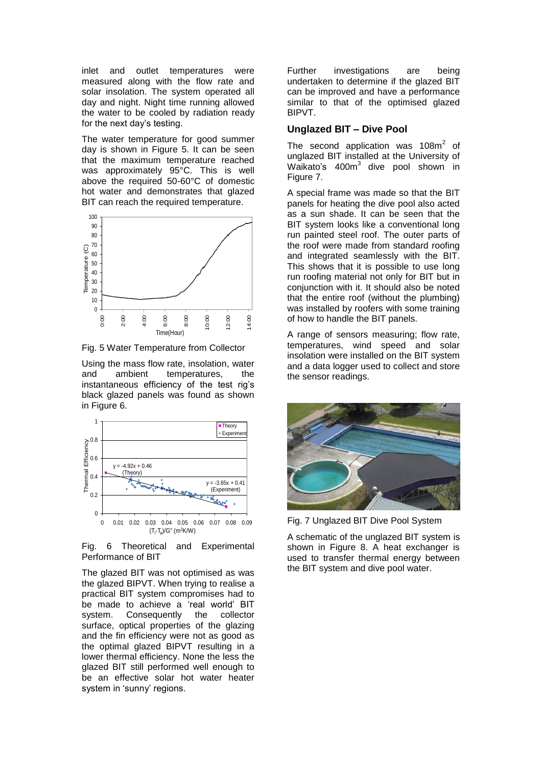inlet and outlet temperatures were measured along with the flow rate and solar insolation. The system operated all day and night. Night time running allowed the water to be cooled by radiation ready for the next day's testing.

The water temperature for good summer day is shown in Figure 5. It can be seen that the maximum temperature reached was approximately 95°C. This is well above the required 50-60°C of domestic hot water and demonstrates that glazed BIT can reach the required temperature.

Fig. 5 Water Temperature from Collector

Using the mass flow rate, insolation, water and ambient temperatures, the instantaneous efficiency of the test rig's black glazed panels was found as shown in Figure 6.

Fig. 6 Theoretical and Experimental Performance of BIT

The glazed BIT was not optimised as was the glazed BIPVT. When trying to realise a practical BIT system compromises had to be made to achieve a 'real world' BIT system. Consequently the collector surface, optical properties of the glazing and the fin efficiency were not as good as the optimal glazed BIPVT resulting in a lower thermal efficiency. None the less the glazed BIT still performed well enough to be an effective solar hot water heater system in 'sunny' regions.

Further investigations are being undertaken to determine if the glazed BIT can be improved and have a performance similar to that of the optimised glazed BIPVT.

## Unglazed BIT – Dive Pool

The second application was 108m$^2$ of unglazed BIT installed at the University of Waikato's 400m$^3$ dive pool shown in Figure 7.

A special frame was made so that the BIT panels for heating the dive pool also acted as a sun shade. It can be seen that the BIT system looks like a conventional long run painted steel roof. The outer parts of the roof were made from standard roofing and integrated seamlessly with the BIT. This shows that it is possible to use long run roofing material not only for BIT but in conjunction with it. It should also be noted that the entire roof (without the plumbing) was installed by roofers with some training of how to handle the BIT panels.

A range of sensors measuring; flow rate, temperatures, wind speed and solar insolation were installed on the BIT system and a data logger used to collect and store the sensor readings.

Fig. 7 Unglazed BIT Dive Pool System

A schematic of the unglazed BIT system is shown in Figure 8. A heat exchanger is used to transfer thermal energy between the BIT system and dive pool water.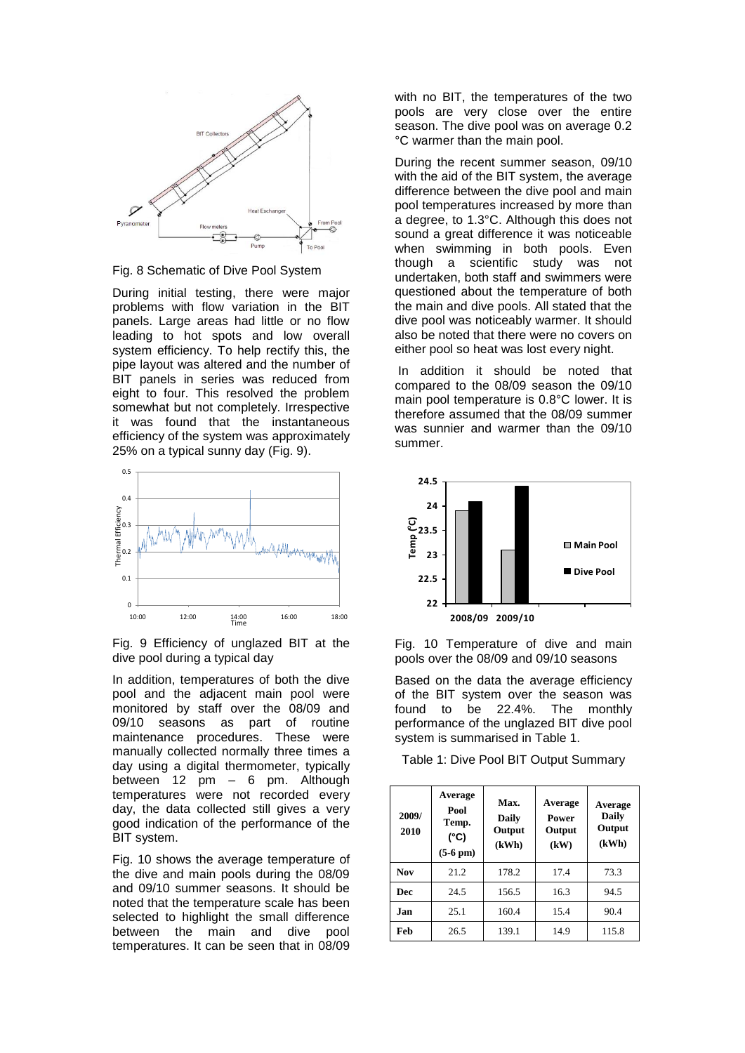Fig. 8 Schematic of Dive Pool System

During initial testing, there were major problems with flow variation in the BIT panels. Large areas had little or no flow leading to hot spots and low overall system efficiency. To help rectify this, the pipe layout was altered and the number of BIT panels in series was reduced from eight to four. This resolved the problem somewhat but not completely. Irrespective it was found that the instantaneous efficiency of the system was approximately 25% on a typical sunny day (Fig. 9).

Fig. 9 Efficiency of unglazed BIT at the dive pool during a typical day

In addition, temperatures of both the dive pool and the adjacent main pool were monitored by staff over the 08/09 and 09/10 seasons as part of routine maintenance procedures. These were manually collected normally three times a day using a digital thermometer, typically between 12 pm – 6 pm. Although temperatures were not recorded every day, the data collected still gives a very good indication of the performance of the BIT system.

Fig. 10 shows the average temperature of the dive and main pools during the 08/09 and 09/10 summer seasons. It should be noted that the temperature scale has been selected to highlight the small difference between the main and dive pool temperatures. It can be seen that in 08/09 with no BIT, the temperatures of the two pools are very close over the entire season. The dive pool was on average 0.2 °C warmer than the main pool.

During the recent summer season, 09/10 with the aid of the BIT system, the average difference between the dive pool and main pool temperatures increased by more than a degree, to 1.3°C. Although this does not sound a great difference it was noticeable when swimming in both pools. Even though a scientific study was not undertaken, both staff and swimmers were questioned about the temperature of both the main and dive pools. All stated that the dive pool was noticeably warmer. It should also be noted that there were no covers on either pool so heat was lost every night.

In addition it should be noted that compared to the 08/09 season the 09/10 main pool temperature is 0.8°C lower. It is therefore assumed that the 08/09 summer was sunnier and warmer than the 09/10 summer.

Fig. 10 Temperature of dive and main pools over the 08/09 and 09/10 seasons

Based on the data the average efficiency of the BIT system over the season was found to be 22.4%. The monthly performance of the unglazed BIT dive pool system is summarised in Table 1.

Table 1: Dive Pool BIT Output Summary

| 2009/ 2010 | Average Pool Temp. (°C) (5-6 pm) | Max. Daily Output (kWh) | Average Power Output (kW) | Average Daily Output (kWh) |
|---|---|---|---|---|
| Nov | 21.2 | 178.2 | 17.4 | 73.3 |
| Dec | 24.5 | 156.5 | 16.3 | 94.5 |
| Jan | 25.1 | 160.4 | 15.4 | 90.4 |
| Feb | 26.5 | 139.1 | 14.9 | 115.8 |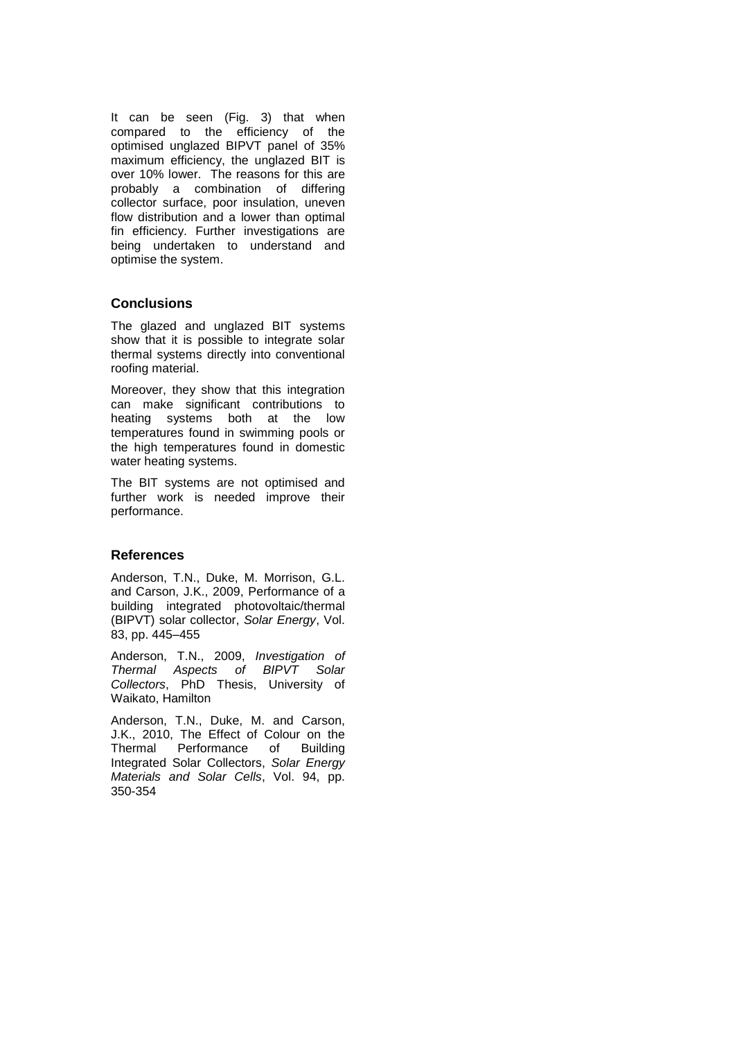It can be seen (Fig. 3) that when compared to the efficiency of the optimised unglazed BIPVT panel of 35% maximum efficiency, the unglazed BIT is over 10% lower. The reasons for this are probably a combination of differing collector surface, poor insulation, uneven flow distribution and a lower than optimal fin efficiency. Further investigations are being undertaken to understand and optimise the system.

## Conclusions

The glazed and unglazed BIT systems show that it is possible to integrate solar thermal systems directly into conventional roofing material.

Moreover, they show that this integration can make significant contributions to heating systems both at the low temperatures found in swimming pools or the high temperatures found in domestic water heating systems.

The BIT systems are not optimised and further work is needed improve their performance.

## References

Anderson, T.N., Duke, M. Morrison, G.L. and Carson, J.K., 2009, Performance of a building integrated photovoltaic/thermal (BIPVT) solar collector, *Solar Energy*, Vol. 83, pp. 445–455

Anderson, T.N., 2009, *Investigation of Thermal Aspects of BIPVT Solar Collectors*, PhD Thesis, University of Waikato, Hamilton

Anderson, T.N., Duke, M. and Carson, J.K., 2010, The Effect of Colour on the Thermal Performance of Building Integrated Solar Collectors, *Solar Energy Materials and Solar Cells*, Vol. 94, pp. 350-354